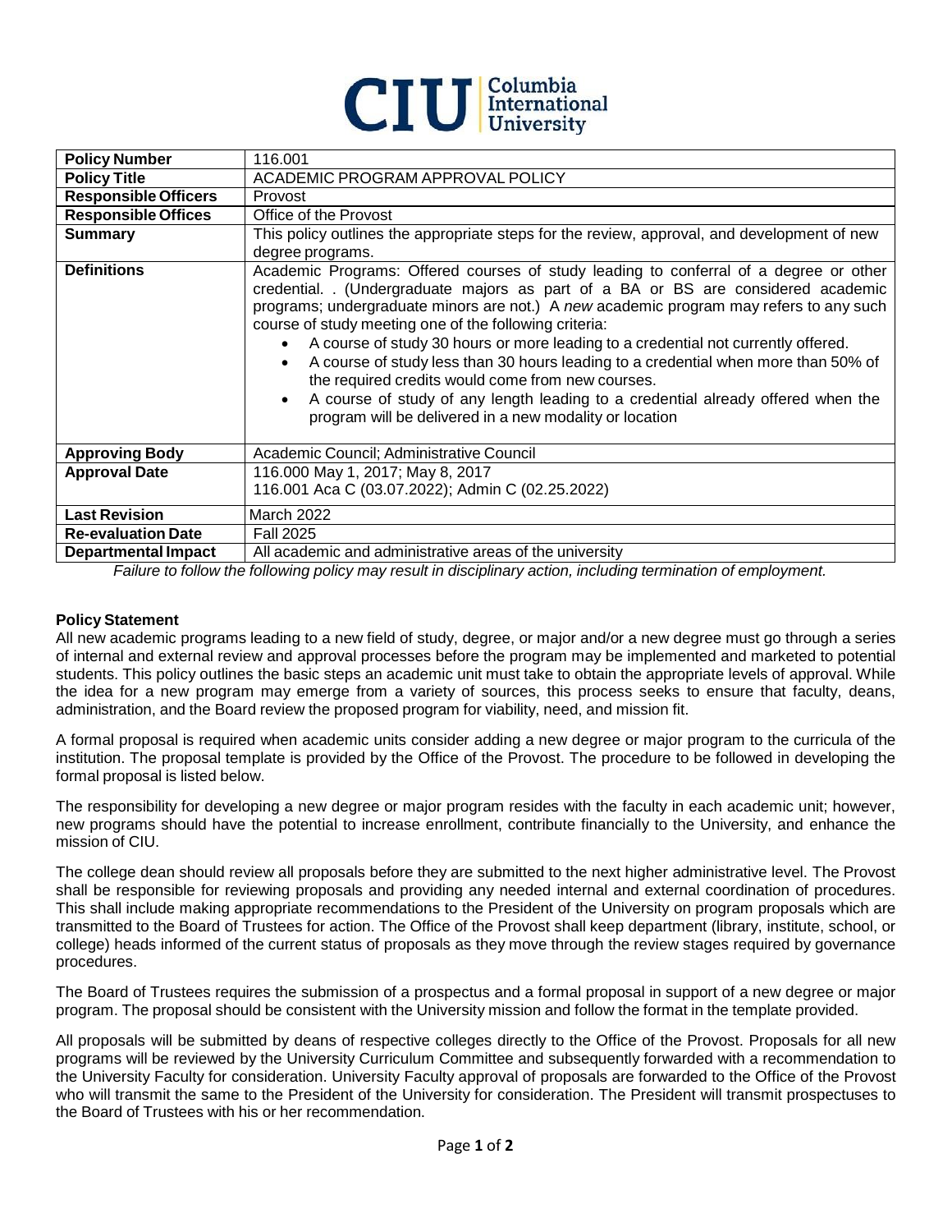# CIU Columbia International University

| **Policy Number** | 116.001 |
| --- | --- |
| **Policy Title** | ACADEMIC PROGRAM APPROVAL POLICY |
| **Responsible Officers** | Provost |
| **Responsible Offices** | Office of the Provost |
| **Summary** | This policy outlines the appropriate steps for the review, approval, and development of new degree programs. |
| **Definitions** | Academic Programs: Offered courses of study leading to conferral of a degree or other credential. . (Undergraduate majors as part of a BA or BS are considered academic programs; undergraduate minors are not.) A *new* academic program may refers to any such course of study meeting one of the following criteria: <br>• A course of study 30 hours or more leading to a credential not currently offered. <br>• A course of study less than 30 hours leading to a credential when more than 50% of the required credits would come from new courses. <br>• A course of study of any length leading to a credential already offered when the program will be delivered in a new modality or location |
| **Approving Body** | Academic Council; Administrative Council |
| **Approval Date** | 116.000 May 1, 2017; May 8, 2017 <br>116.001 Aca C (03.07.2022); Admin C (02.25.2022) |
| **Last Revision** | March 2022 |
| **Re-evaluation Date** | Fall 2025 |
| **Departmental Impact** | All academic and administrative areas of the university |

*Failure to follow the following policy may result in disciplinary action, including termination of employment.*

**Policy Statement**

All new academic programs leading to a new field of study, degree, or major and/or a new degree must go through a series of internal and external review and approval processes before the program may be implemented and marketed to potential students. This policy outlines the basic steps an academic unit must take to obtain the appropriate levels of approval. While the idea for a new program may emerge from a variety of sources, this process seeks to ensure that faculty, deans, administration, and the Board review the proposed program for viability, need, and mission fit.

A formal proposal is required when academic units consider adding a new degree or major program to the curricula of the institution. The proposal template is provided by the Office of the Provost. The procedure to be followed in developing the formal proposal is listed below.

The responsibility for developing a new degree or major program resides with the faculty in each academic unit; however, new programs should have the potential to increase enrollment, contribute financially to the University, and enhance the mission of CIU.

The college dean should review all proposals before they are submitted to the next higher administrative level. The Provost shall be responsible for reviewing proposals and providing any needed internal and external coordination of procedures. This shall include making appropriate recommendations to the President of the University on program proposals which are transmitted to the Board of Trustees for action. The Office of the Provost shall keep department (library, institute, school, or college) heads informed of the current status of proposals as they move through the review stages required by governance procedures.

The Board of Trustees requires the submission of a prospectus and a formal proposal in support of a new degree or major program. The proposal should be consistent with the University mission and follow the format in the template provided.

All proposals will be submitted by deans of respective colleges directly to the Office of the Provost. Proposals for all new programs will be reviewed by the University Curriculum Committee and subsequently forwarded with a recommendation to the University Faculty for consideration. University Faculty approval of proposals are forwarded to the Office of the Provost who will transmit the same to the President of the University for consideration. The President will transmit prospectuses to the Board of Trustees with his or her recommendation.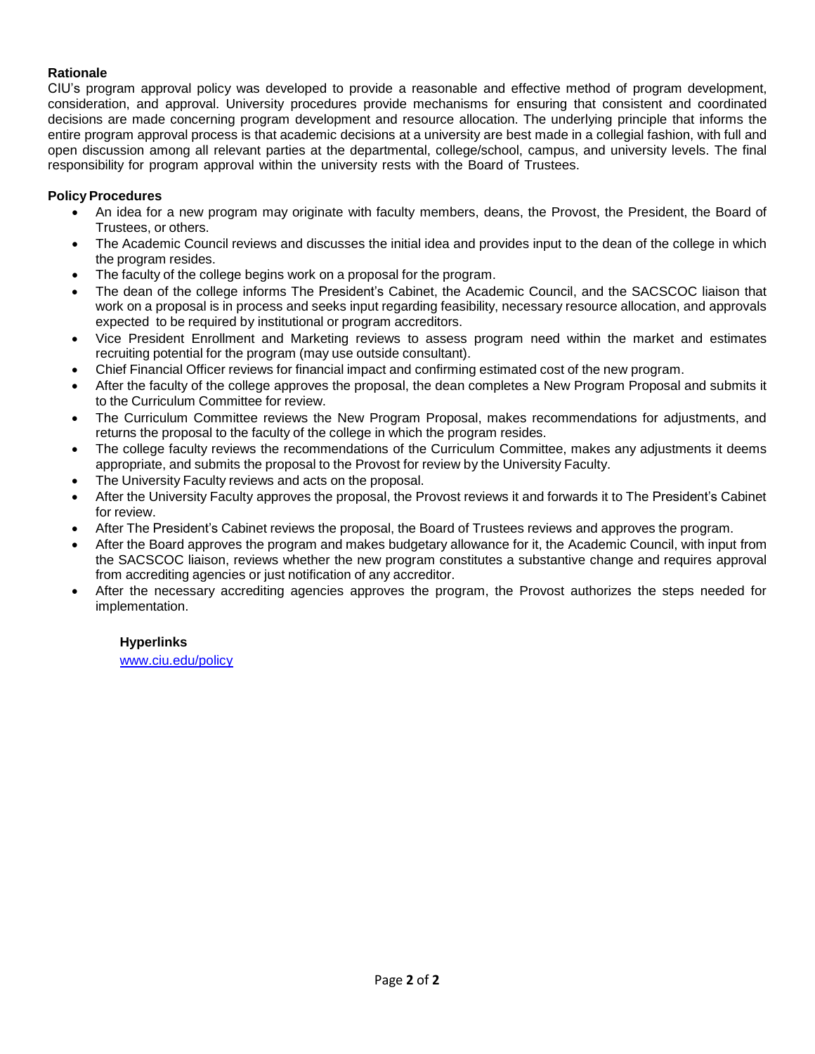**Rationale**

CIU's program approval policy was developed to provide a reasonable and effective method of program development, consideration, and approval. University procedures provide mechanisms for ensuring that consistent and coordinated decisions are made concerning program development and resource allocation. The underlying principle that informs the entire program approval process is that academic decisions at a university are best made in a collegial fashion, with full and open discussion among all relevant parties at the departmental, college/school, campus, and university levels. The final responsibility for program approval within the university rests with the Board of Trustees.

**Policy Procedures**

- An idea for a new program may originate with faculty members, deans, the Provost, the President, the Board of Trustees, or others.
- The Academic Council reviews and discusses the initial idea and provides input to the dean of the college in which the program resides.
- The faculty of the college begins work on a proposal for the program.
- The dean of the college informs The President's Cabinet, the Academic Council, and the SACSCOC liaison that work on a proposal is in process and seeks input regarding feasibility, necessary resource allocation, and approvals expected to be required by institutional or program accreditors.
- Vice President Enrollment and Marketing reviews to assess program need within the market and estimates recruiting potential for the program (may use outside consultant).
- Chief Financial Officer reviews for financial impact and confirming estimated cost of the new program.
- After the faculty of the college approves the proposal, the dean completes a New Program Proposal and submits it to the Curriculum Committee for review.
- The Curriculum Committee reviews the New Program Proposal, makes recommendations for adjustments, and returns the proposal to the faculty of the college in which the program resides.
- The college faculty reviews the recommendations of the Curriculum Committee, makes any adjustments it deems appropriate, and submits the proposal to the Provost for review by the University Faculty.
- The University Faculty reviews and acts on the proposal.
- After the University Faculty approves the proposal, the Provost reviews it and forwards it to The President's Cabinet for review.
- After The President's Cabinet reviews the proposal, the Board of Trustees reviews and approves the program.
- After the Board approves the program and makes budgetary allowance for it, the Academic Council, with input from the SACSCOC liaison, reviews whether the new program constitutes a substantive change and requires approval from accrediting agencies or just notification of any accreditor.
- After the necessary accrediting agencies approves the program, the Provost authorizes the steps needed for implementation.

**Hyperlinks**

www.ciu.edu/policy